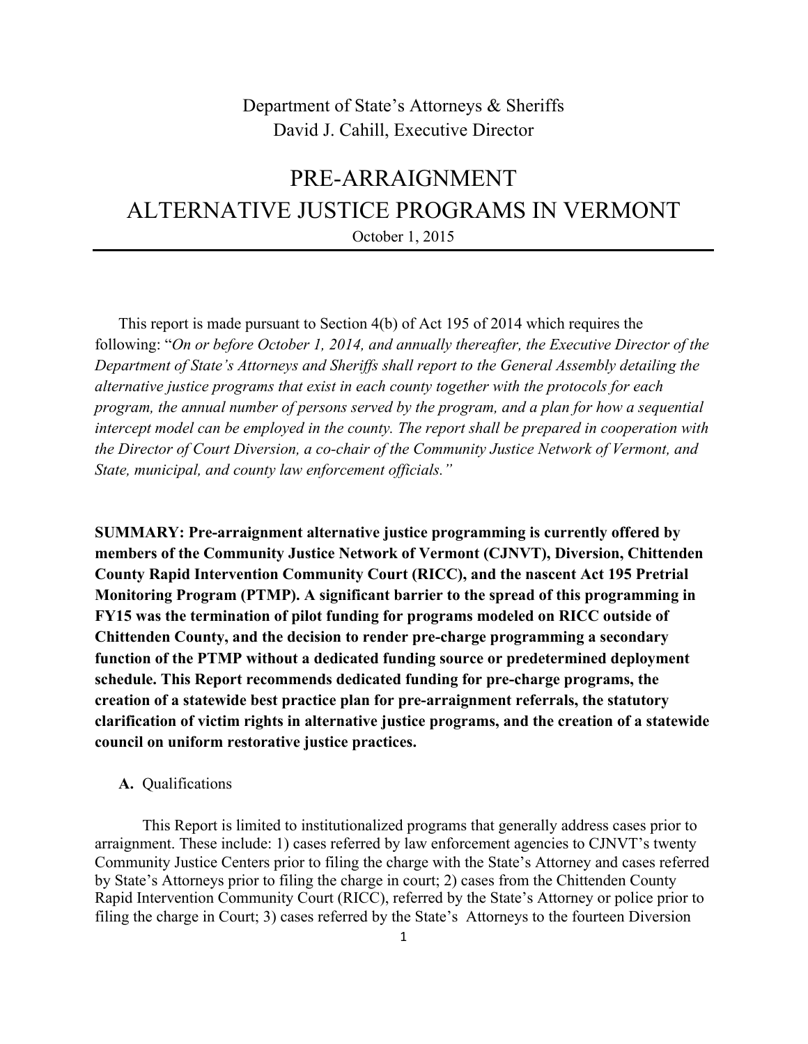Department of State's Attorneys & Sheriffs
David J. Cahill, Executive Director

# PRE-ARRAIGNMENT ALTERNATIVE JUSTICE PROGRAMS IN VERMONT

October 1, 2015

---

This report is made pursuant to Section 4(b) of Act 195 of 2014 which requires the following: "*On or before October 1, 2014, and annually thereafter, the Executive Director of the Department of State's Attorneys and Sheriffs shall report to the General Assembly detailing the alternative justice programs that exist in each county together with the protocols for each program, the annual number of persons served by the program, and a plan for how a sequential intercept model can be employed in the county. The report shall be prepared in cooperation with the Director of Court Diversion, a co-chair of the Community Justice Network of Vermont, and State, municipal, and county law enforcement officials.*"

**SUMMARY: Pre-arraignment alternative justice programming is currently offered by members of the Community Justice Network of Vermont (CJNVT), Diversion, Chittenden County Rapid Intervention Community Court (RICC), and the nascent Act 195 Pretrial Monitoring Program (PTMP). A significant barrier to the spread of this programming in FY15 was the termination of pilot funding for programs modeled on RICC outside of Chittenden County, and the decision to render pre-charge programming a secondary function of the PTMP without a dedicated funding source or predetermined deployment schedule. This Report recommends dedicated funding for pre-charge programs, the creation of a statewide best practice plan for pre-arraignment referrals, the statutory clarification of victim rights in alternative justice programs, and the creation of a statewide council on uniform restorative justice practices.**

**A.** Qualifications

This Report is limited to institutionalized programs that generally address cases prior to arraignment. These include: 1) cases referred by law enforcement agencies to CJNVT's twenty Community Justice Centers prior to filing the charge with the State's Attorney and cases referred by State's Attorneys prior to filing the charge in court; 2) cases from the Chittenden County Rapid Intervention Community Court (RICC), referred by the State's Attorney or police prior to filing the charge in Court; 3) cases referred by the State's Attorneys to the fourteen Diversion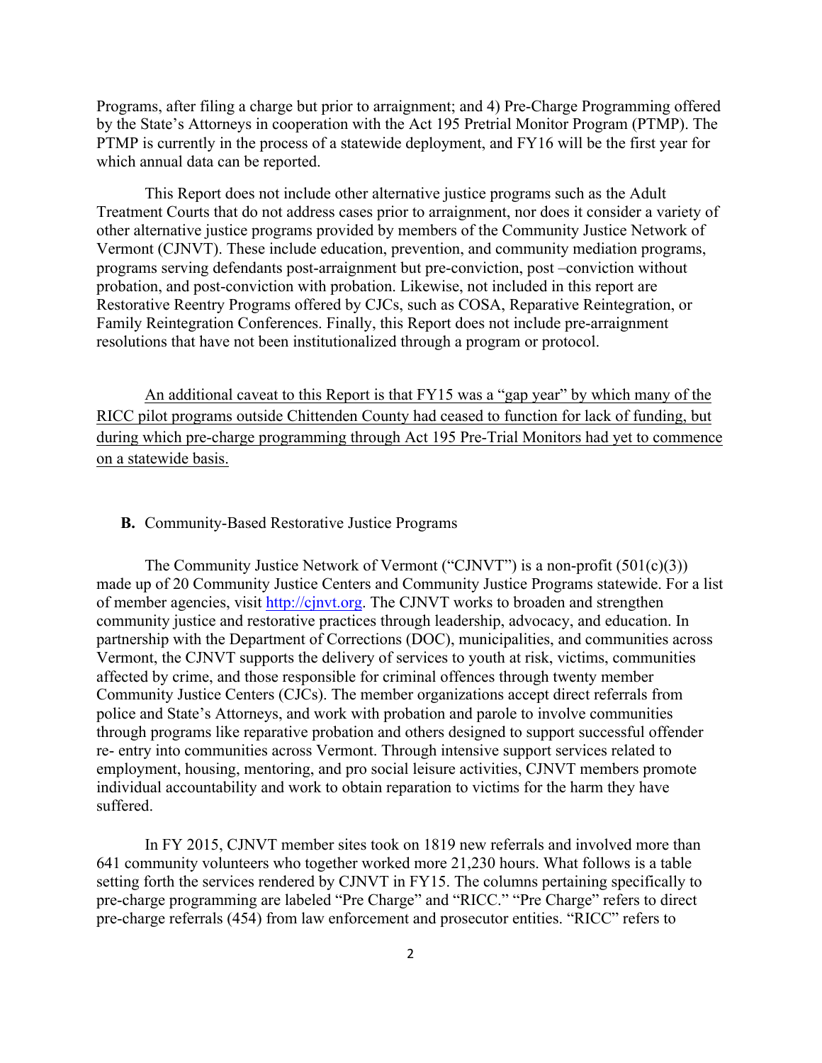Programs, after filing a charge but prior to arraignment; and 4) Pre-Charge Programming offered by the State's Attorneys in cooperation with the Act 195 Pretrial Monitor Program (PTMP). The PTMP is currently in the process of a statewide deployment, and FY16 will be the first year for which annual data can be reported.

This Report does not include other alternative justice programs such as the Adult Treatment Courts that do not address cases prior to arraignment, nor does it consider a variety of other alternative justice programs provided by members of the Community Justice Network of Vermont (CJNVT). These include education, prevention, and community mediation programs, programs serving defendants post-arraignment but pre-conviction, post –conviction without probation, and post-conviction with probation. Likewise, not included in this report are Restorative Reentry Programs offered by CJCs, such as COSA, Reparative Reintegration, or Family Reintegration Conferences. Finally, this Report does not include pre-arraignment resolutions that have not been institutionalized through a program or protocol.

<u>An additional caveat to this Report is that FY15 was a "gap year" by which many of the RICC pilot programs outside Chittenden County had ceased to function for lack of funding, but during which pre-charge programming through Act 195 Pre-Trial Monitors had yet to commence on a statewide basis.</u>

**B.** Community-Based Restorative Justice Programs

The Community Justice Network of Vermont ("CJNVT") is a non-profit (501(c)(3)) made up of 20 Community Justice Centers and Community Justice Programs statewide. For a list of member agencies, visit http://cjnvt.org. The CJNVT works to broaden and strengthen community justice and restorative practices through leadership, advocacy, and education. In partnership with the Department of Corrections (DOC), municipalities, and communities across Vermont, the CJNVT supports the delivery of services to youth at risk, victims, communities affected by crime, and those responsible for criminal offences through twenty member Community Justice Centers (CJCs). The member organizations accept direct referrals from police and State's Attorneys, and work with probation and parole to involve communities through programs like reparative probation and others designed to support successful offender re- entry into communities across Vermont. Through intensive support services related to employment, housing, mentoring, and pro social leisure activities, CJNVT members promote individual accountability and work to obtain reparation to victims for the harm they have suffered.

In FY 2015, CJNVT member sites took on 1819 new referrals and involved more than 641 community volunteers who together worked more 21,230 hours. What follows is a table setting forth the services rendered by CJNVT in FY15. The columns pertaining specifically to pre-charge programming are labeled "Pre Charge" and "RICC." "Pre Charge" refers to direct pre-charge referrals (454) from law enforcement and prosecutor entities. "RICC" refers to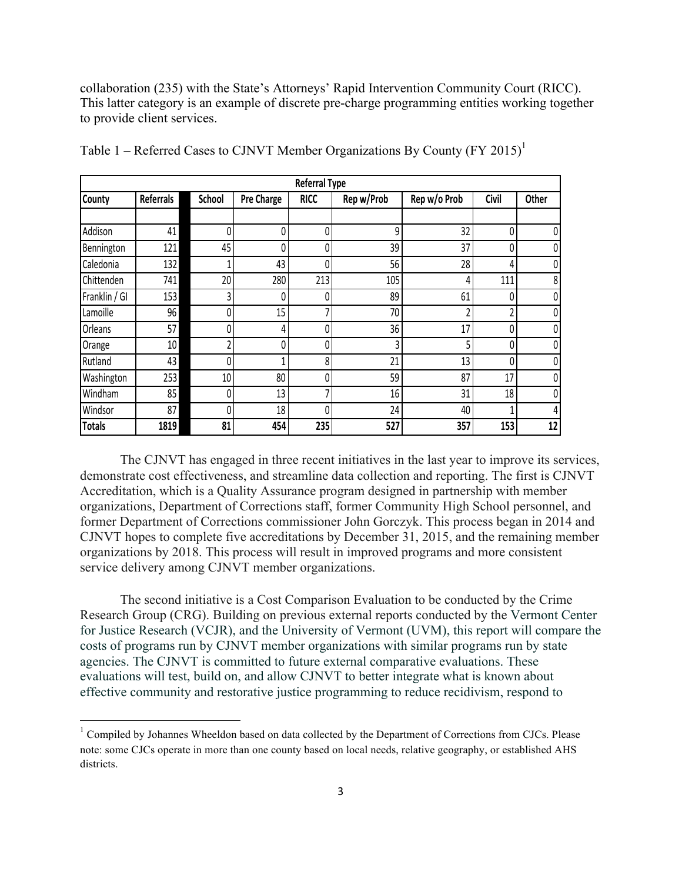collaboration (235) with the State's Attorneys' Rapid Intervention Community Court (RICC). This latter category is an example of discrete pre-charge programming entities working together to provide client services.

Table 1 – Referred Cases to CJNVT Member Organizations By County (FY 2015)[1]

| | | Referral Type | | | | | | |
|---|---|---|---|---|---|---|---|---|
| County | Referrals | School | Pre Charge | RICC | Rep w/Prob | Rep w/o Prob | Civil | Other |
| Addison | 41 | 0 | 0 | 0 | 9 | 32 | 0 | 0 |
| Bennington | 121 | 45 | 0 | 0 | 39 | 37 | 0 | 0 |
| Caledonia | 132 | 1 | 43 | 0 | 56 | 28 | 4 | 0 |
| Chittenden | 741 | 20 | 280 | 213 | 105 | 4 | 111 | 8 |
| Franklin / GI | 153 | 3 | 0 | 0 | 89 | 61 | 0 | 0 |
| Lamoille | 96 | 0 | 15 | 7 | 70 | 2 | 2 | 0 |
| Orleans | 57 | 0 | 4 | 0 | 36 | 17 | 0 | 0 |
| Orange | 10 | 2 | 0 | 0 | 3 | 5 | 0 | 0 |
| Rutland | 43 | 0 | 1 | 8 | 21 | 13 | 0 | 0 |
| Washington | 253 | 10 | 80 | 0 | 59 | 87 | 17 | 0 |
| Windham | 85 | 0 | 13 | 7 | 16 | 31 | 18 | 0 |
| Windsor | 87 | 0 | 18 | 0 | 24 | 40 | 1 | 4 |
| **Totals** | **1819** | **81** | **454** | **235** | **527** | **357** | **153** | **12** |

The CJNVT has engaged in three recent initiatives in the last year to improve its services, demonstrate cost effectiveness, and streamline data collection and reporting. The first is CJNVT Accreditation, which is a Quality Assurance program designed in partnership with member organizations, Department of Corrections staff, former Community High School personnel, and former Department of Corrections commissioner John Gorczyk. This process began in 2014 and CJNVT hopes to complete five accreditations by December 31, 2015, and the remaining member organizations by 2018. This process will result in improved programs and more consistent service delivery among CJNVT member organizations.

The second initiative is a Cost Comparison Evaluation to be conducted by the Crime Research Group (CRG). Building on previous external reports conducted by the Vermont Center for Justice Research (VCJR), and the University of Vermont (UVM), this report will compare the costs of programs run by CJNVT member organizations with similar programs run by state agencies. The CJNVT is committed to future external comparative evaluations. These evaluations will test, build on, and allow CJNVT to better integrate what is known about effective community and restorative justice programming to reduce recidivism, respond to

[1] Compiled by Johannes Wheeldon based on data collected by the Department of Corrections from CJCs. Please note: some CJCs operate in more than one county based on local needs, relative geography, or established AHS districts.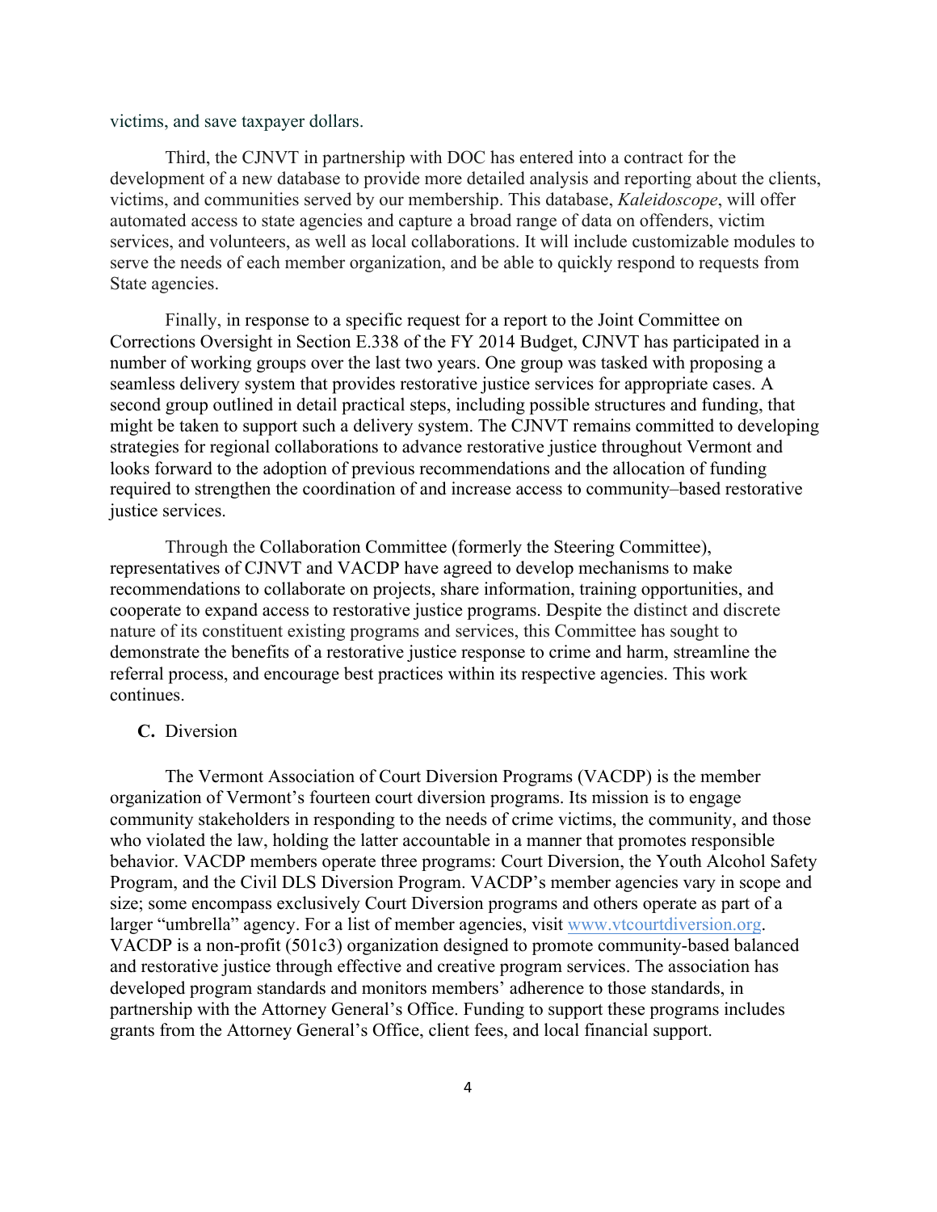victims, and save taxpayer dollars.

Third, the CJNVT in partnership with DOC has entered into a contract for the development of a new database to provide more detailed analysis and reporting about the clients, victims, and communities served by our membership. This database, *Kaleidoscope*, will offer automated access to state agencies and capture a broad range of data on offenders, victim services, and volunteers, as well as local collaborations. It will include customizable modules to serve the needs of each member organization, and be able to quickly respond to requests from State agencies.

Finally, in response to a specific request for a report to the Joint Committee on Corrections Oversight in Section E.338 of the FY 2014 Budget, CJNVT has participated in a number of working groups over the last two years. One group was tasked with proposing a seamless delivery system that provides restorative justice services for appropriate cases. A second group outlined in detail practical steps, including possible structures and funding, that might be taken to support such a delivery system. The CJNVT remains committed to developing strategies for regional collaborations to advance restorative justice throughout Vermont and looks forward to the adoption of previous recommendations and the allocation of funding required to strengthen the coordination of and increase access to community–based restorative justice services.

Through the Collaboration Committee (formerly the Steering Committee), representatives of CJNVT and VACDP have agreed to develop mechanisms to make recommendations to collaborate on projects, share information, training opportunities, and cooperate to expand access to restorative justice programs. Despite the distinct and discrete nature of its constituent existing programs and services, this Committee has sought to demonstrate the benefits of a restorative justice response to crime and harm, streamline the referral process, and encourage best practices within its respective agencies. This work continues.

**C.** Diversion

The Vermont Association of Court Diversion Programs (VACDP) is the member organization of Vermont's fourteen court diversion programs. Its mission is to engage community stakeholders in responding to the needs of crime victims, the community, and those who violated the law, holding the latter accountable in a manner that promotes responsible behavior. VACDP members operate three programs: Court Diversion, the Youth Alcohol Safety Program, and the Civil DLS Diversion Program. VACDP's member agencies vary in scope and size; some encompass exclusively Court Diversion programs and others operate as part of a larger "umbrella" agency. For a list of member agencies, visit www.vtcourtdiversion.org. VACDP is a non-profit (501c3) organization designed to promote community-based balanced and restorative justice through effective and creative program services. The association has developed program standards and monitors members' adherence to those standards, in partnership with the Attorney General's Office. Funding to support these programs includes grants from the Attorney General's Office, client fees, and local financial support.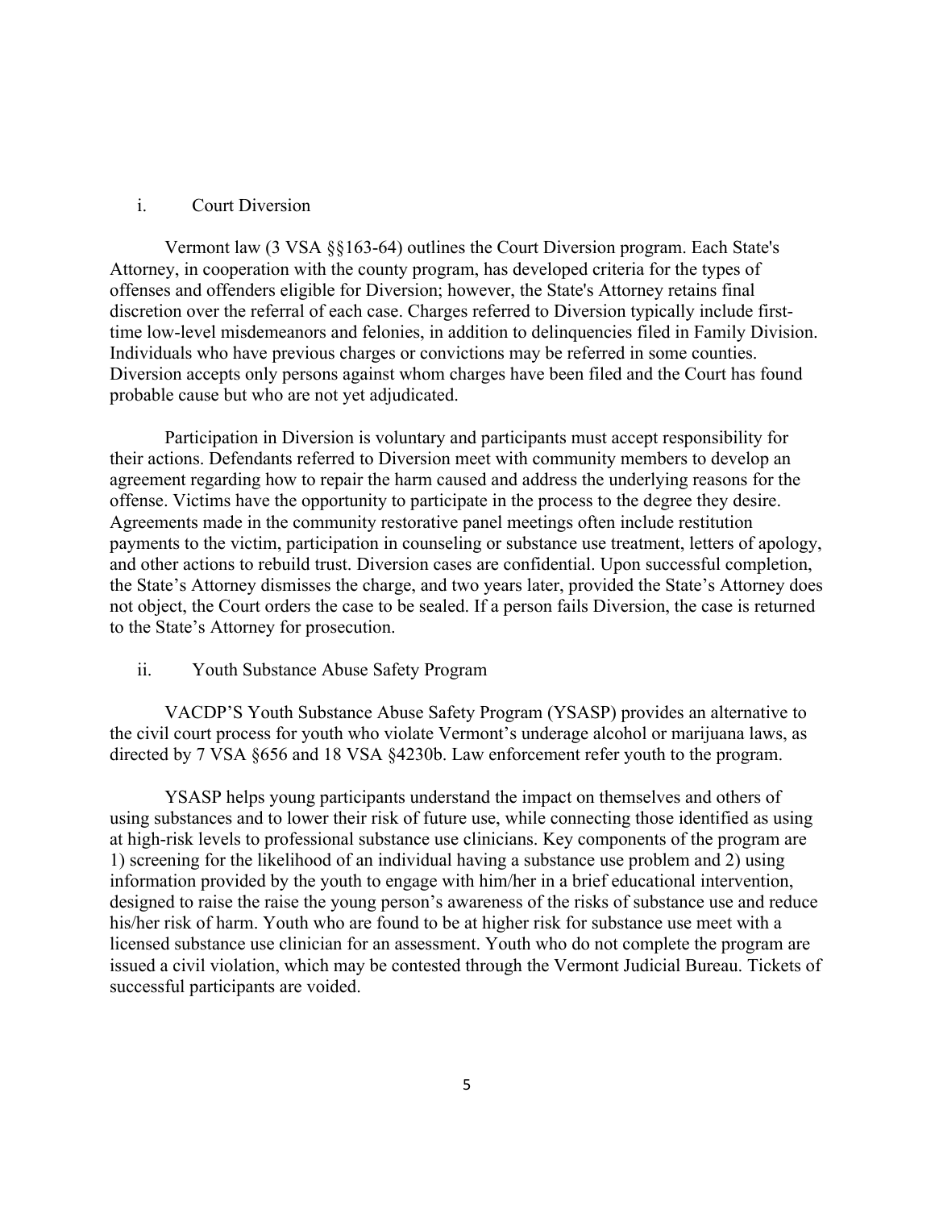### i. Court Diversion

Vermont law (3 VSA §§163-64) outlines the Court Diversion program. Each State's Attorney, in cooperation with the county program, has developed criteria for the types of offenses and offenders eligible for Diversion; however, the State's Attorney retains final discretion over the referral of each case. Charges referred to Diversion typically include first-time low-level misdemeanors and felonies, in addition to delinquencies filed in Family Division. Individuals who have previous charges or convictions may be referred in some counties. Diversion accepts only persons against whom charges have been filed and the Court has found probable cause but who are not yet adjudicated.

Participation in Diversion is voluntary and participants must accept responsibility for their actions. Defendants referred to Diversion meet with community members to develop an agreement regarding how to repair the harm caused and address the underlying reasons for the offense. Victims have the opportunity to participate in the process to the degree they desire. Agreements made in the community restorative panel meetings often include restitution payments to the victim, participation in counseling or substance use treatment, letters of apology, and other actions to rebuild trust. Diversion cases are confidential. Upon successful completion, the State's Attorney dismisses the charge, and two years later, provided the State's Attorney does not object, the Court orders the case to be sealed. If a person fails Diversion, the case is returned to the State's Attorney for prosecution.

### ii. Youth Substance Abuse Safety Program

VACDP'S Youth Substance Abuse Safety Program (YSASP) provides an alternative to the civil court process for youth who violate Vermont's underage alcohol or marijuana laws, as directed by 7 VSA §656 and 18 VSA §4230b. Law enforcement refer youth to the program.

YSASP helps young participants understand the impact on themselves and others of using substances and to lower their risk of future use, while connecting those identified as using at high-risk levels to professional substance use clinicians. Key components of the program are 1) screening for the likelihood of an individual having a substance use problem and 2) using information provided by the youth to engage with him/her in a brief educational intervention, designed to raise the raise the young person's awareness of the risks of substance use and reduce his/her risk of harm. Youth who are found to be at higher risk for substance use meet with a licensed substance use clinician for an assessment. Youth who do not complete the program are issued a civil violation, which may be contested through the Vermont Judicial Bureau. Tickets of successful participants are voided.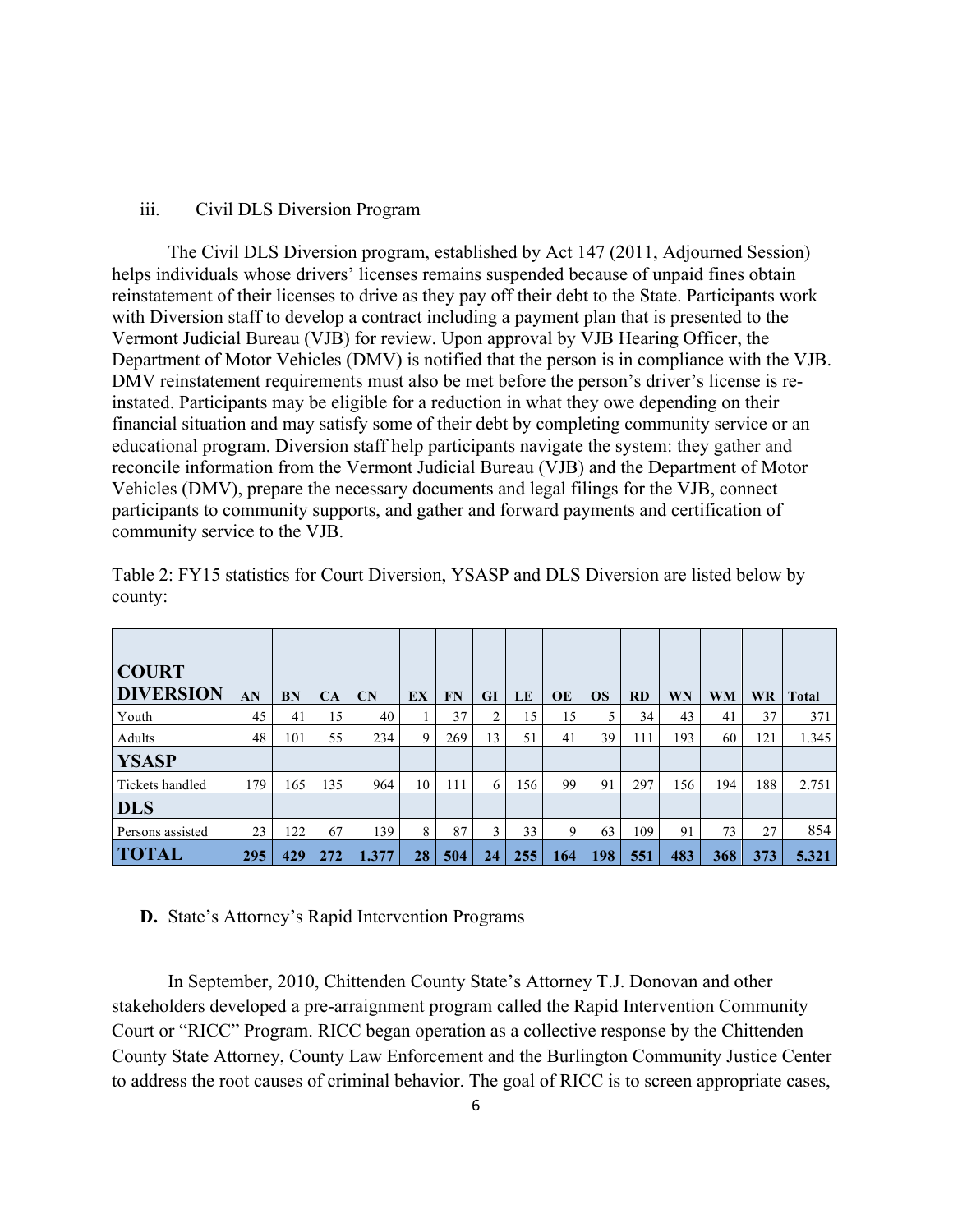iii. Civil DLS Diversion Program

The Civil DLS Diversion program, established by Act 147 (2011, Adjourned Session) helps individuals whose drivers' licenses remains suspended because of unpaid fines obtain reinstatement of their licenses to drive as they pay off their debt to the State. Participants work with Diversion staff to develop a contract including a payment plan that is presented to the Vermont Judicial Bureau (VJB) for review. Upon approval by VJB Hearing Officer, the Department of Motor Vehicles (DMV) is notified that the person is in compliance with the VJB. DMV reinstatement requirements must also be met before the person's driver's license is re-instated. Participants may be eligible for a reduction in what they owe depending on their financial situation and may satisfy some of their debt by completing community service or an educational program. Diversion staff help participants navigate the system: they gather and reconcile information from the Vermont Judicial Bureau (VJB) and the Department of Motor Vehicles (DMV), prepare the necessary documents and legal filings for the VJB, connect participants to community supports, and gather and forward payments and certification of community service to the VJB.

Table 2: FY15 statistics for Court Diversion, YSASP and DLS Diversion are listed below by county:

| **COURT DIVERSION** | **AN** | **BN** | **CA** | **CN** | **EX** | **FN** | **GI** | **LE** | **OE** | **OS** | **RD** | **WN** | **WM** | **WR** | **Total** |
|---|---|---|---|---|---|---|---|---|---|---|---|---|---|---|---|
| Youth | 45 | 41 | 15 | 40 | 1 | 37 | 2 | 15 | 15 | 5 | 34 | 43 | 41 | 37 | 371 |
| Adults | 48 | 101 | 55 | 234 | 9 | 269 | 13 | 51 | 41 | 39 | 111 | 193 | 60 | 121 | 1.345 |
| **YSASP** | | | | | | | | | | | | | | | |
| Tickets handled | 179 | 165 | 135 | 964 | 10 | 111 | 6 | 156 | 99 | 91 | 297 | 156 | 194 | 188 | 2.751 |
| **DLS** | | | | | | | | | | | | | | | |
| Persons assisted | 23 | 122 | 67 | 139 | 8 | 87 | 3 | 33 | 9 | 63 | 109 | 91 | 73 | 27 | 854 |
| **TOTAL** | **295** | **429** | **272** | **1.377** | **28** | **504** | **24** | **255** | **164** | **198** | **551** | **483** | **368** | **373** | **5.321** |

**D.** State's Attorney's Rapid Intervention Programs

In September, 2010, Chittenden County State's Attorney T.J. Donovan and other stakeholders developed a pre-arraignment program called the Rapid Intervention Community Court or "RICC" Program. RICC began operation as a collective response by the Chittenden County State Attorney, County Law Enforcement and the Burlington Community Justice Center to address the root causes of criminal behavior. The goal of RICC is to screen appropriate cases,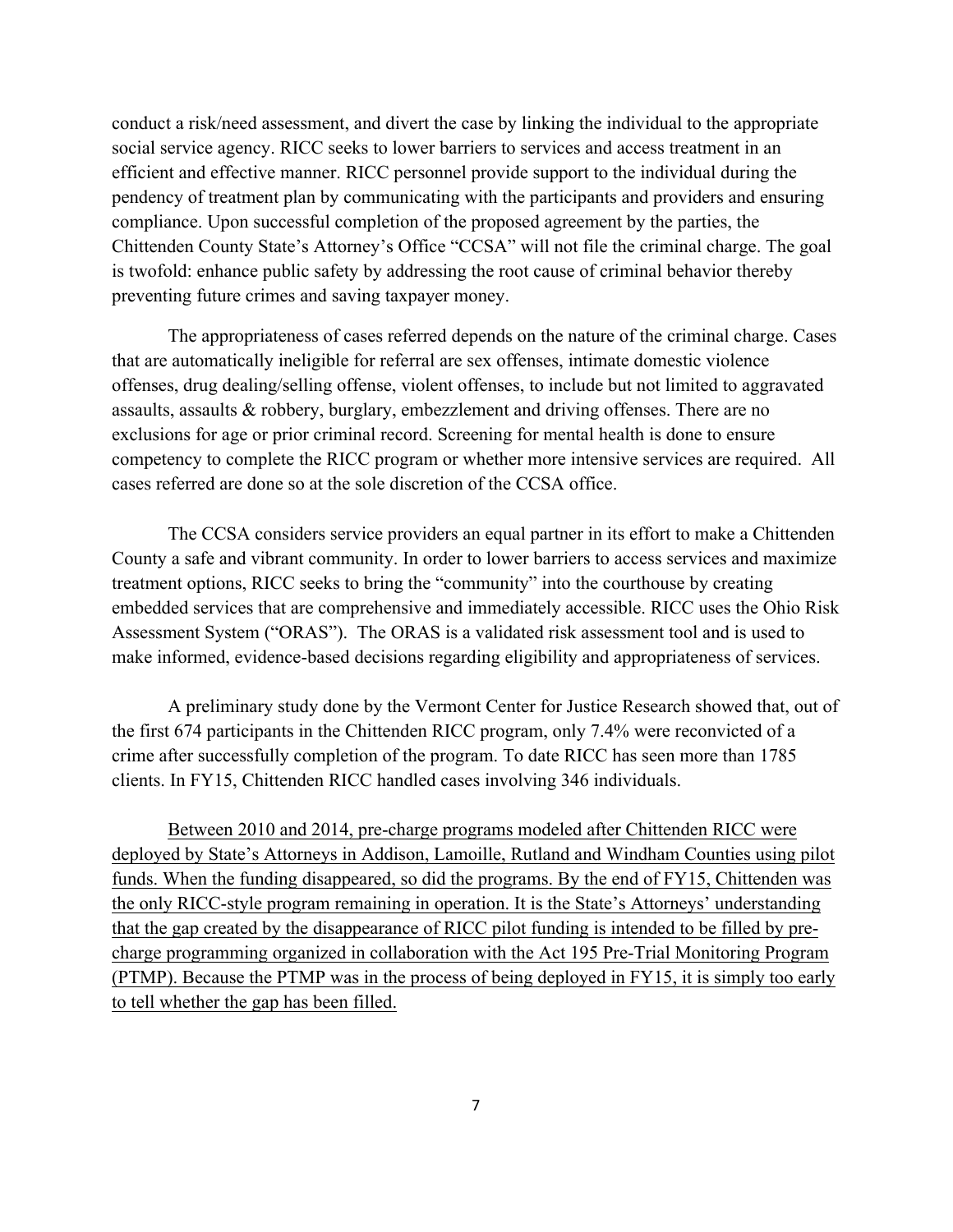conduct a risk/need assessment, and divert the case by linking the individual to the appropriate social service agency. RICC seeks to lower barriers to services and access treatment in an efficient and effective manner. RICC personnel provide support to the individual during the pendency of treatment plan by communicating with the participants and providers and ensuring compliance. Upon successful completion of the proposed agreement by the parties, the Chittenden County State's Attorney's Office "CCSA" will not file the criminal charge. The goal is twofold: enhance public safety by addressing the root cause of criminal behavior thereby preventing future crimes and saving taxpayer money.

The appropriateness of cases referred depends on the nature of the criminal charge. Cases that are automatically ineligible for referral are sex offenses, intimate domestic violence offenses, drug dealing/selling offense, violent offenses, to include but not limited to aggravated assaults, assaults & robbery, burglary, embezzlement and driving offenses. There are no exclusions for age or prior criminal record. Screening for mental health is done to ensure competency to complete the RICC program or whether more intensive services are required. All cases referred are done so at the sole discretion of the CCSA office.

The CCSA considers service providers an equal partner in its effort to make a Chittenden County a safe and vibrant community. In order to lower barriers to access services and maximize treatment options, RICC seeks to bring the "community" into the courthouse by creating embedded services that are comprehensive and immediately accessible. RICC uses the Ohio Risk Assessment System ("ORAS"). The ORAS is a validated risk assessment tool and is used to make informed, evidence-based decisions regarding eligibility and appropriateness of services.

A preliminary study done by the Vermont Center for Justice Research showed that, out of the first 674 participants in the Chittenden RICC program, only 7.4% were reconvicted of a crime after successfully completion of the program. To date RICC has seen more than 1785 clients. In FY15, Chittenden RICC handled cases involving 346 individuals.

<u>Between 2010 and 2014, pre-charge programs modeled after Chittenden RICC were deployed by State's Attorneys in Addison, Lamoille, Rutland and Windham Counties using pilot funds. When the funding disappeared, so did the programs. By the end of FY15, Chittenden was the only RICC-style program remaining in operation. It is the State's Attorneys' understanding that the gap created by the disappearance of RICC pilot funding is intended to be filled by pre-charge programming organized in collaboration with the Act 195 Pre-Trial Monitoring Program (PTMP). Because the PTMP was in the process of being deployed in FY15, it is simply too early to tell whether the gap has been filled.</u>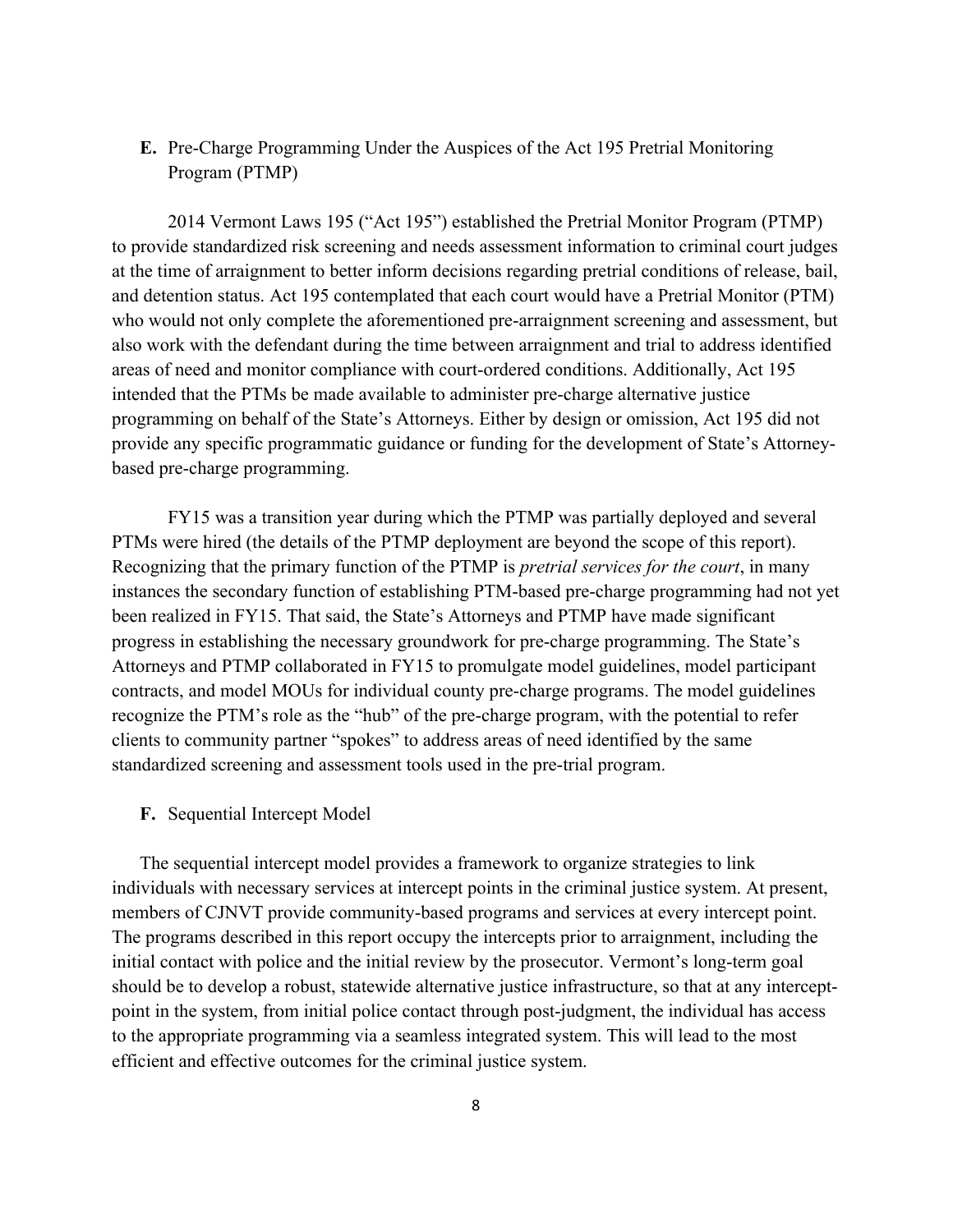**E.** Pre-Charge Programming Under the Auspices of the Act 195 Pretrial Monitoring Program (PTMP)

2014 Vermont Laws 195 ("Act 195") established the Pretrial Monitor Program (PTMP) to provide standardized risk screening and needs assessment information to criminal court judges at the time of arraignment to better inform decisions regarding pretrial conditions of release, bail, and detention status. Act 195 contemplated that each court would have a Pretrial Monitor (PTM) who would not only complete the aforementioned pre-arraignment screening and assessment, but also work with the defendant during the time between arraignment and trial to address identified areas of need and monitor compliance with court-ordered conditions. Additionally, Act 195 intended that the PTMs be made available to administer pre-charge alternative justice programming on behalf of the State's Attorneys. Either by design or omission, Act 195 did not provide any specific programmatic guidance or funding for the development of State's Attorney-based pre-charge programming.

FY15 was a transition year during which the PTMP was partially deployed and several PTMs were hired (the details of the PTMP deployment are beyond the scope of this report). Recognizing that the primary function of the PTMP is *pretrial services for the court*, in many instances the secondary function of establishing PTM-based pre-charge programming had not yet been realized in FY15. That said, the State's Attorneys and PTMP have made significant progress in establishing the necessary groundwork for pre-charge programming. The State's Attorneys and PTMP collaborated in FY15 to promulgate model guidelines, model participant contracts, and model MOUs for individual county pre-charge programs. The model guidelines recognize the PTM's role as the "hub" of the pre-charge program, with the potential to refer clients to community partner "spokes" to address areas of need identified by the same standardized screening and assessment tools used in the pre-trial program.

**F.** Sequential Intercept Model

The sequential intercept model provides a framework to organize strategies to link individuals with necessary services at intercept points in the criminal justice system. At present, members of CJNVT provide community-based programs and services at every intercept point. The programs described in this report occupy the intercepts prior to arraignment, including the initial contact with police and the initial review by the prosecutor. Vermont's long-term goal should be to develop a robust, statewide alternative justice infrastructure, so that at any intercept-point in the system, from initial police contact through post-judgment, the individual has access to the appropriate programming via a seamless integrated system. This will lead to the most efficient and effective outcomes for the criminal justice system.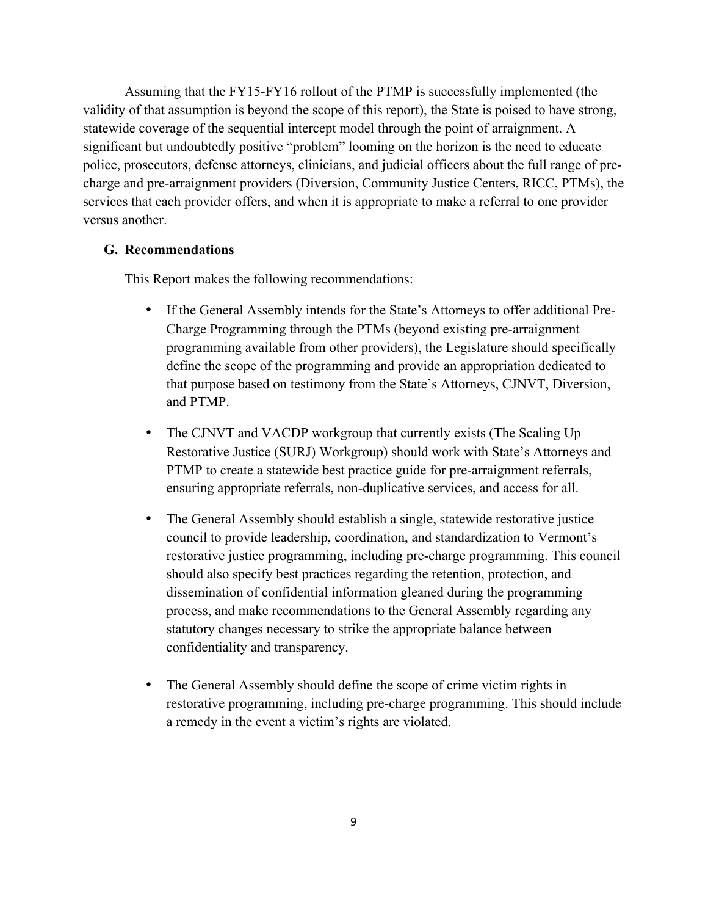Assuming that the FY15-FY16 rollout of the PTMP is successfully implemented (the validity of that assumption is beyond the scope of this report), the State is poised to have strong, statewide coverage of the sequential intercept model through the point of arraignment. A significant but undoubtedly positive "problem" looming on the horizon is the need to educate police, prosecutors, defense attorneys, clinicians, and judicial officers about the full range of pre-charge and pre-arraignment providers (Diversion, Community Justice Centers, RICC, PTMs), the services that each provider offers, and when it is appropriate to make a referral to one provider versus another.

### G. Recommendations

This Report makes the following recommendations:

- If the General Assembly intends for the State's Attorneys to offer additional Pre-Charge Programming through the PTMs (beyond existing pre-arraignment programming available from other providers), the Legislature should specifically define the scope of the programming and provide an appropriation dedicated to that purpose based on testimony from the State's Attorneys, CJNVT, Diversion, and PTMP.

- The CJNVT and VACDP workgroup that currently exists (The Scaling Up Restorative Justice (SURJ) Workgroup) should work with State's Attorneys and PTMP to create a statewide best practice guide for pre-arraignment referrals, ensuring appropriate referrals, non-duplicative services, and access for all.

- The General Assembly should establish a single, statewide restorative justice council to provide leadership, coordination, and standardization to Vermont's restorative justice programming, including pre-charge programming. This council should also specify best practices regarding the retention, protection, and dissemination of confidential information gleaned during the programming process, and make recommendations to the General Assembly regarding any statutory changes necessary to strike the appropriate balance between confidentiality and transparency.

- The General Assembly should define the scope of crime victim rights in restorative programming, including pre-charge programming. This should include a remedy in the event a victim's rights are violated.